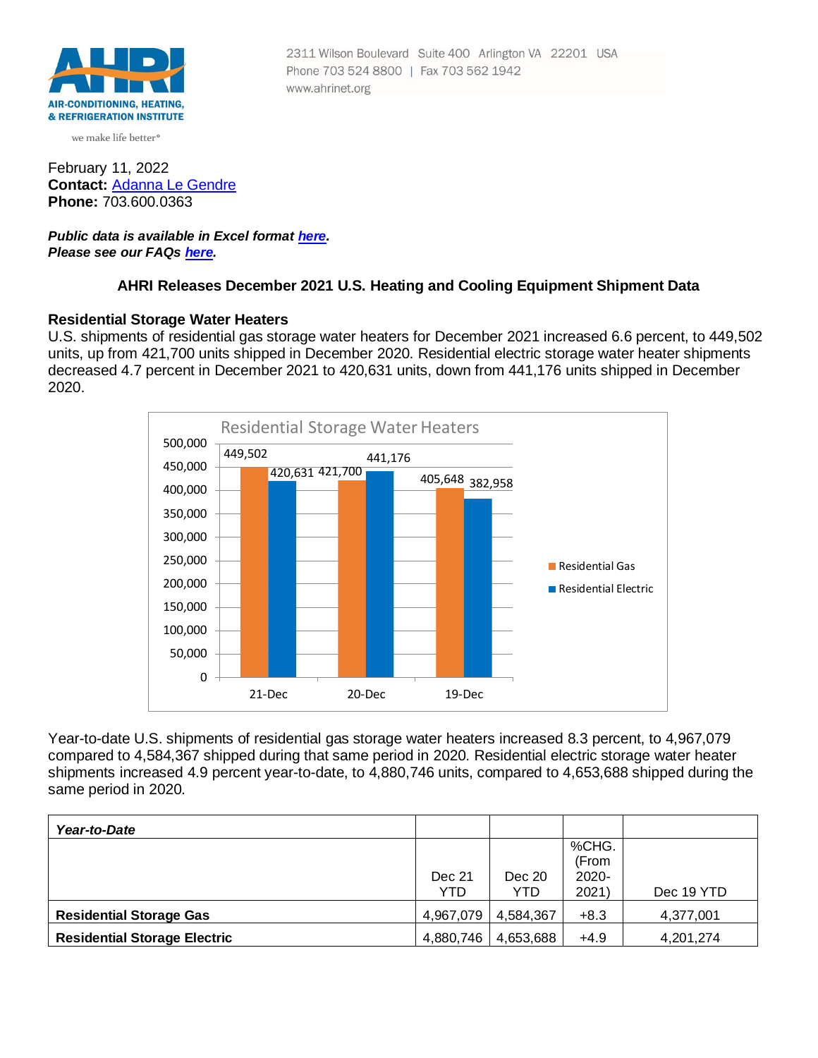2311 Wilson Boulevard Suite 400 Arlington VA 22201 USA
Phone 703 524 8800 | Fax 703 562 1942
www.ahrinet.org

AHRI
AIR-CONDITIONING, HEATING, & REFRIGERATION INSTITUTE
we make life better®

February 11, 2022
**Contact:** Adanna Le Gendre
**Phone:** 703.600.0363

***Public data is available in Excel format here.***
***Please see our FAQs here.***

## AHRI Releases December 2021 U.S. Heating and Cooling Equipment Shipment Data

### Residential Storage Water Heaters

U.S. shipments of residential gas storage water heaters for December 2021 increased 6.6 percent, to 449,502 units, up from 421,700 units shipped in December 2020. Residential electric storage water heater shipments decreased 4.7 percent in December 2021 to 420,631 units, down from 441,176 units shipped in December 2020.

Residential Storage Water Heaters

| | Residential Gas | Residential Electric |
|---|---|---|
| 21-Dec | 449,502 | 420,631 |
| 20-Dec | 421,700 | 441,176 |
| 19-Dec | 405,648 | 382,958 |

Year-to-date U.S. shipments of residential gas storage water heaters increased 8.3 percent, to 4,967,079 compared to 4,584,367 shipped during that same period in 2020. Residential electric storage water heater shipments increased 4.9 percent year-to-date, to 4,880,746 units, compared to 4,653,688 shipped during the same period in 2020.

| ***Year-to-Date*** | | | | |
|---|---|---|---|---|
| | Dec 21 YTD | Dec 20 YTD | %CHG. (From 2020-2021) | Dec 19 YTD |
| **Residential Storage Gas** | 4,967,079 | 4,584,367 | +8.3 | 4,377,001 |
| **Residential Storage Electric** | 4,880,746 | 4,653,688 | +4.9 | 4,201,274 |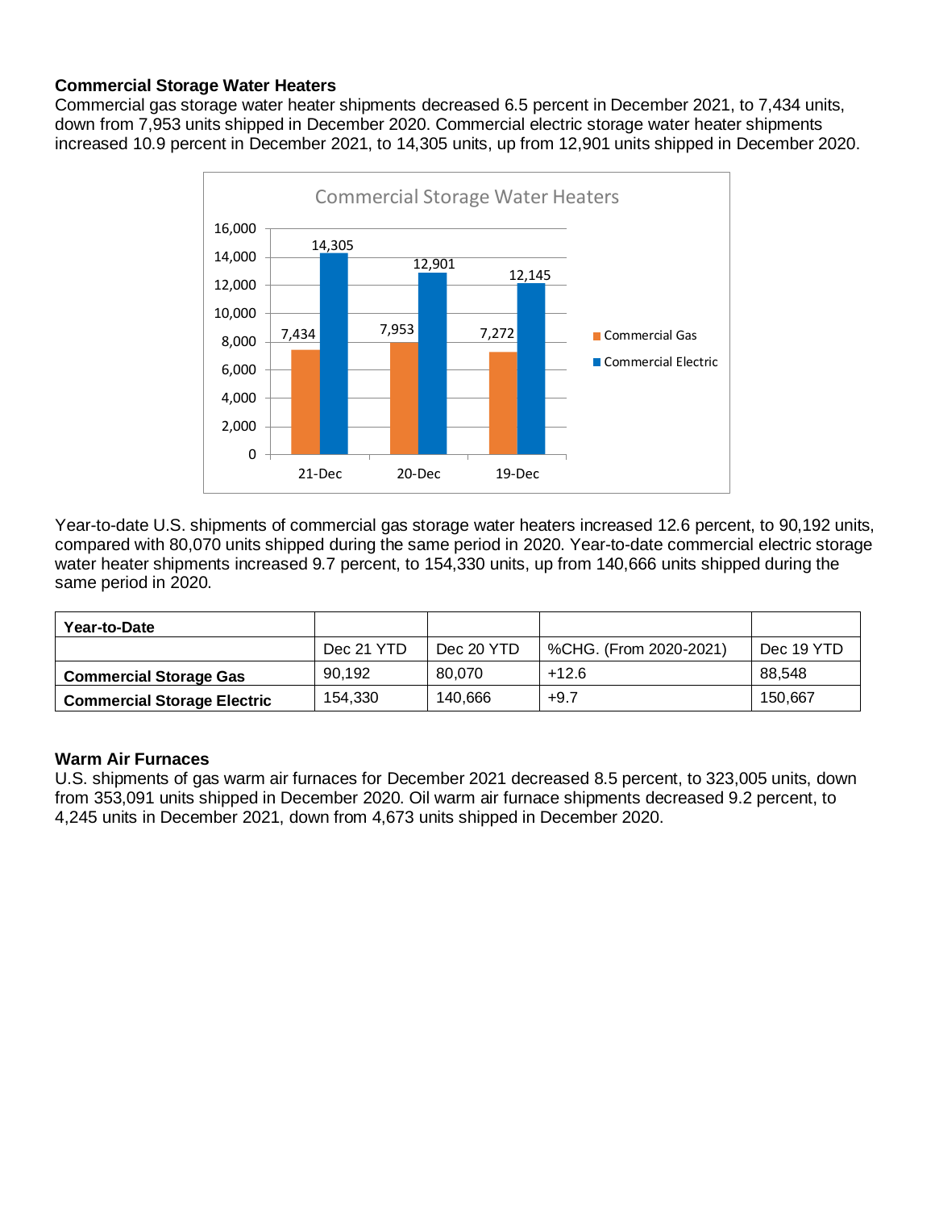### Commercial Storage Water Heaters

Commercial gas storage water heater shipments decreased 6.5 percent in December 2021, to 7,434 units, down from 7,953 units shipped in December 2020. Commercial electric storage water heater shipments increased 10.9 percent in December 2021, to 14,305 units, up from 12,901 units shipped in December 2020.

**Commercial Storage Water Heaters**

| | 21-Dec | 20-Dec | 19-Dec |
|---|---|---|---|
| Commercial Gas | 7,434 | 7,953 | 7,272 |
| Commercial Electric | 14,305 | 12,901 | 12,145 |

Year-to-date U.S. shipments of commercial gas storage water heaters increased 12.6 percent, to 90,192 units, compared with 80,070 units shipped during the same period in 2020. Year-to-date commercial electric storage water heater shipments increased 9.7 percent, to 154,330 units, up from 140,666 units shipped during the same period in 2020.

| **Year-to-Date** | | | | |
|---|---|---|---|---|
| | Dec 21 YTD | Dec 20 YTD | %CHG. (From 2020-2021) | Dec 19 YTD |
| **Commercial Storage Gas** | 90,192 | 80,070 | +12.6 | 88,548 |
| **Commercial Storage Electric** | 154,330 | 140,666 | +9.7 | 150,667 |

### Warm Air Furnaces

U.S. shipments of gas warm air furnaces for December 2021 decreased 8.5 percent, to 323,005 units, down from 353,091 units shipped in December 2020. Oil warm air furnace shipments decreased 9.2 percent, to 4,245 units in December 2021, down from 4,673 units shipped in December 2020.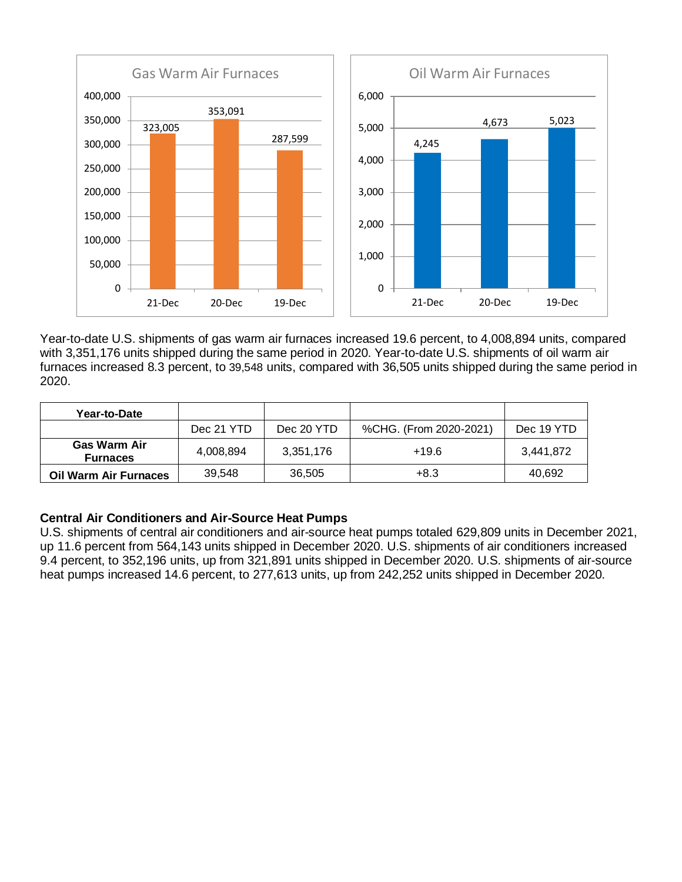**Gas Warm Air Furnaces**

| 21-Dec | 20-Dec | 19-Dec |
|---|---|---|
| 323,005 | 353,091 | 287,599 |

**Oil Warm Air Furnaces**

| 21-Dec | 20-Dec | 19-Dec |
|---|---|---|
| 4,245 | 4,673 | 5,023 |

Year-to-date U.S. shipments of gas warm air furnaces increased 19.6 percent, to 4,008,894 units, compared with 3,351,176 units shipped during the same period in 2020. Year-to-date U.S. shipments of oil warm air furnaces increased 8.3 percent, to 39,548 units, compared with 36,505 units shipped during the same period in 2020.

| **Year-to-Date** | | | | |
|---|---|---|---|---|
| | Dec 21 YTD | Dec 20 YTD | %CHG. (From 2020-2021) | Dec 19 YTD |
| **Gas Warm Air Furnaces** | 4,008,894 | 3,351,176 | +19.6 | 3,441,872 |
| **Oil Warm Air Furnaces** | 39,548 | 36,505 | +8.3 | 40,692 |

### Central Air Conditioners and Air-Source Heat Pumps

U.S. shipments of central air conditioners and air-source heat pumps totaled 629,809 units in December 2021, up 11.6 percent from 564,143 units shipped in December 2020. U.S. shipments of air conditioners increased 9.4 percent, to 352,196 units, up from 321,891 units shipped in December 2020. U.S. shipments of air-source heat pumps increased 14.6 percent, to 277,613 units, up from 242,252 units shipped in December 2020.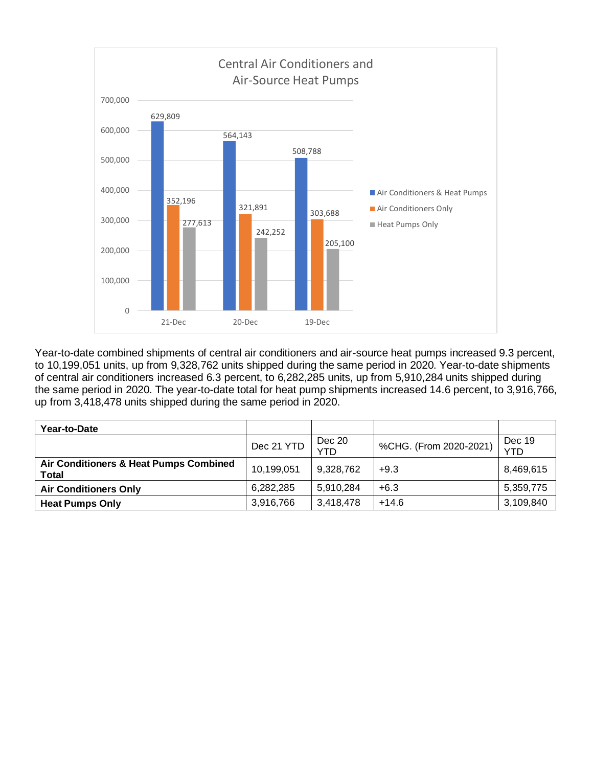**Central Air Conditioners and Air-Source Heat Pumps**

| | 21-Dec | 20-Dec | 19-Dec |
|---|---|---|---|
| Air Conditioners & Heat Pumps | 629,809 | 564,143 | 508,788 |
| Air Conditioners Only | 352,196 | 321,891 | 303,688 |
| Heat Pumps Only | 277,613 | 242,252 | 205,100 |

Year-to-date combined shipments of central air conditioners and air-source heat pumps increased 9.3 percent, to 10,199,051 units, up from 9,328,762 units shipped during the same period in 2020. Year-to-date shipments of central air conditioners increased 6.3 percent, to 6,282,285 units, up from 5,910,284 units shipped during the same period in 2020. The year-to-date total for heat pump shipments increased 14.6 percent, to 3,916,766, up from 3,418,478 units shipped during the same period in 2020.

| **Year-to-Date** | | | | |
|---|---|---|---|---|
| | Dec 21 YTD | Dec 20 YTD | %CHG. (From 2020-2021) | Dec 19 YTD |
| **Air Conditioners & Heat Pumps Combined Total** | 10,199,051 | 9,328,762 | +9.3 | 8,469,615 |
| **Air Conditioners Only** | 6,282,285 | 5,910,284 | +6.3 | 5,359,775 |
| **Heat Pumps Only** | 3,916,766 | 3,418,478 | +14.6 | 3,109,840 |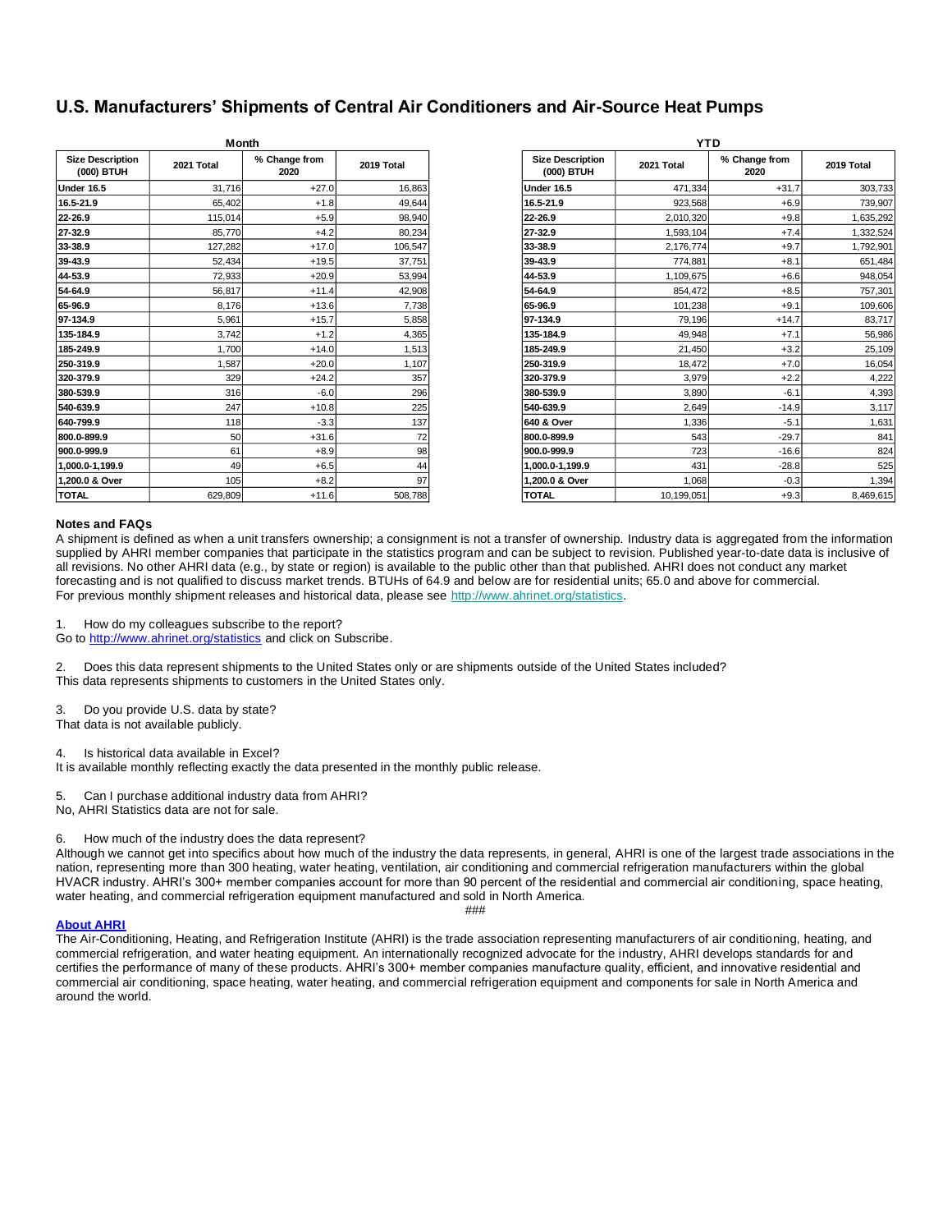## U.S. Manufacturers' Shipments of Central Air Conditioners and Air-Source Heat Pumps

**Month**

| Size Description (000) BTUH | 2021 Total | % Change from 2020 | 2019 Total |
|---|---|---|---|
| **Under 16.5** | 31,716 | +27.0 | 16,863 |
| **16.5-21.9** | 65,402 | +1.8 | 49,644 |
| **22-26.9** | 115,014 | +5.9 | 98,940 |
| **27-32.9** | 85,770 | +4.2 | 80,234 |
| **33-38.9** | 127,282 | +17.0 | 106,547 |
| **39-43.9** | 52,434 | +19.5 | 37,751 |
| **44-53.9** | 72,933 | +20.9 | 53,994 |
| **54-64.9** | 56,817 | +11.4 | 42,908 |
| **65-96.9** | 8,176 | +13.6 | 7,738 |
| **97-134.9** | 5,961 | +15.7 | 5,858 |
| **135-184.9** | 3,742 | +1.2 | 4,365 |
| **185-249.9** | 1,700 | +14.0 | 1,513 |
| **250-319.9** | 1,587 | +20.0 | 1,107 |
| **320-379.9** | 329 | +24.2 | 357 |
| **380-539.9** | 316 | -6.0 | 296 |
| **540-639.9** | 247 | +10.8 | 225 |
| **640-799.9** | 118 | -3.3 | 137 |
| **800.0-899.9** | 50 | +31.6 | 72 |
| **900.0-999.9** | 61 | +8.9 | 98 |
| **1,000.0-1,199.9** | 49 | +6.5 | 44 |
| **1,200.0 & Over** | 105 | +8.2 | 97 |
| **TOTAL** | 629,809 | +11.6 | 508,788 |

**YTD**

| Size Description (000) BTUH | 2021 Total | % Change from 2020 | 2019 Total |
|---|---|---|---|
| **Under 16.5** | 471,334 | +31.7 | 303,733 |
| **16.5-21.9** | 923,568 | +6.9 | 739,907 |
| **22-26.9** | 2,010,320 | +9.8 | 1,635,292 |
| **27-32.9** | 1,593,104 | +7.4 | 1,332,524 |
| **33-38.9** | 2,176,774 | +9.7 | 1,792,901 |
| **39-43.9** | 774,881 | +8.1 | 651,484 |
| **44-53.9** | 1,109,675 | +6.6 | 948,054 |
| **54-64.9** | 854,472 | +8.5 | 757,301 |
| **65-96.9** | 101,238 | +9.1 | 109,606 |
| **97-134.9** | 79,196 | +14.7 | 83,717 |
| **135-184.9** | 49,948 | +7.1 | 56,986 |
| **185-249.9** | 21,450 | +3.2 | 25,109 |
| **250-319.9** | 18,472 | +7.0 | 16,054 |
| **320-379.9** | 3,979 | +2.2 | 4,222 |
| **380-539.9** | 3,890 | -6.1 | 4,393 |
| **540-639.9** | 2,649 | -14.9 | 3,117 |
| **640 & Over** | 1,336 | -5.1 | 1,631 |
| **800.0-899.9** | 543 | -29.7 | 841 |
| **900.0-999.9** | 723 | -16.6 | 824 |
| **1,000.0-1,199.9** | 431 | -28.8 | 525 |
| **1,200.0 & Over** | 1,068 | -0.3 | 1,394 |
| **TOTAL** | 10,199,051 | +9.3 | 8,469,615 |

### Notes and FAQs

A shipment is defined as when a unit transfers ownership; a consignment is not a transfer of ownership. Industry data is aggregated from the information supplied by AHRI member companies that participate in the statistics program and can be subject to revision. Published year-to-date data is inclusive of all revisions. No other AHRI data (e.g., by state or region) is available to the public other than that published. AHRI does not conduct any market forecasting and is not qualified to discuss market trends. BTUHs of 64.9 and below are for residential units; 65.0 and above for commercial.
For previous monthly shipment releases and historical data, please see http://www.ahrinet.org/statistics.

1. How do my colleagues subscribe to the report?
Go to http://www.ahrinet.org/statistics and click on Subscribe.

2. Does this data represent shipments to the United States only or are shipments outside of the United States included?
This data represents shipments to customers in the United States only.

3. Do you provide U.S. data by state?
That data is not available publicly.

4. Is historical data available in Excel?
It is available monthly reflecting exactly the data presented in the monthly public release.

5. Can I purchase additional industry data from AHRI?
No, AHRI Statistics data are not for sale.

6. How much of the industry does the data represent?
Although we cannot get into specifics about how much of the industry the data represents, in general, AHRI is one of the largest trade associations in the nation, representing more than 300 heating, water heating, ventilation, air conditioning and commercial refrigeration manufacturers within the global HVACR industry. AHRI's 300+ member companies account for more than 90 percent of the residential and commercial air conditioning, space heating, water heating, and commercial refrigeration equipment manufactured and sold in North America.

###

**About AHRI**

The Air-Conditioning, Heating, and Refrigeration Institute (AHRI) is the trade association representing manufacturers of air conditioning, heating, and commercial refrigeration, and water heating equipment. An internationally recognized advocate for the industry, AHRI develops standards for and certifies the performance of many of these products. AHRI's 300+ member companies manufacture quality, efficient, and innovative residential and commercial air conditioning, space heating, water heating, and commercial refrigeration equipment and components for sale in North America and around the world.